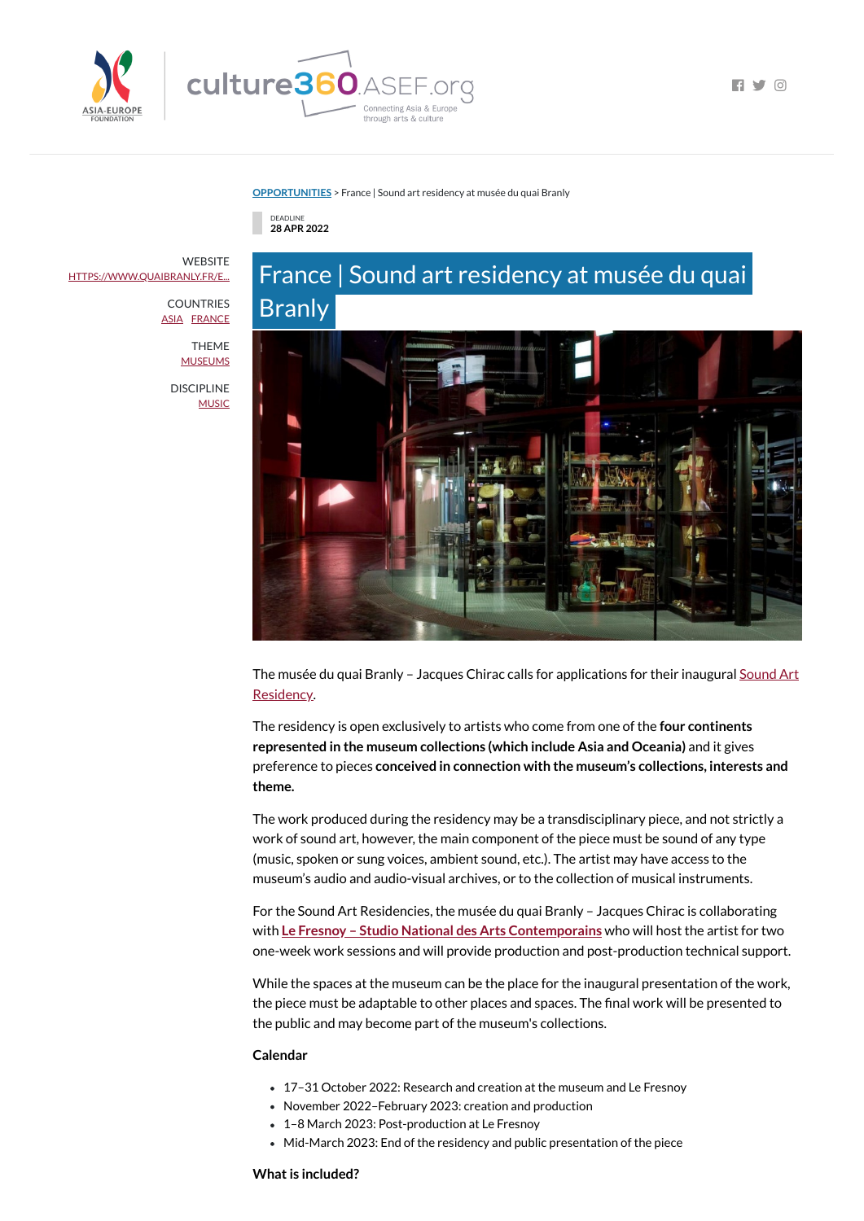OPPORTUNITIES > France | Sound art residency at musée du quai Branly

DEADLINE
28 APR 2022

WEBSITE
HTTPS://WWW.QUAIBRANLY.FR/E...

COUNTRIES
ASIA FRANCE

THEME
MUSEUMS

DISCIPLINE
MUSIC

# France | Sound art residency at musée du quai Branly

The musée du quai Branly – Jacques Chirac calls for applications for their inaugural Sound Art Residency.

The residency is open exclusively to artists who come from one of the **four continents represented in the museum collections (which include Asia and Oceania)** and it gives preference to pieces **conceived in connection with the museum's collections, interests and theme.**

The work produced during the residency may be a transdisciplinary piece, and not strictly a work of sound art, however, the main component of the piece must be sound of any type (music, spoken or sung voices, ambient sound, etc.). The artist may have access to the museum's audio and audio-visual archives, or to the collection of musical instruments.

For the Sound Art Residencies, the musée du quai Branly – Jacques Chirac is collaborating with **Le Fresnoy – Studio National des Arts Contemporains** who will host the artist for two one-week work sessions and will provide production and post-production technical support.

While the spaces at the museum can be the place for the inaugural presentation of the work, the piece must be adaptable to other places and spaces. The final work will be presented to the public and may become part of the museum's collections.

**Calendar**

- 17–31 October 2022: Research and creation at the museum and Le Fresnoy
- November 2022–February 2023: creation and production
- 1–8 March 2023: Post-production at Le Fresnoy
- Mid-March 2023: End of the residency and public presentation of the piece

**What is included?**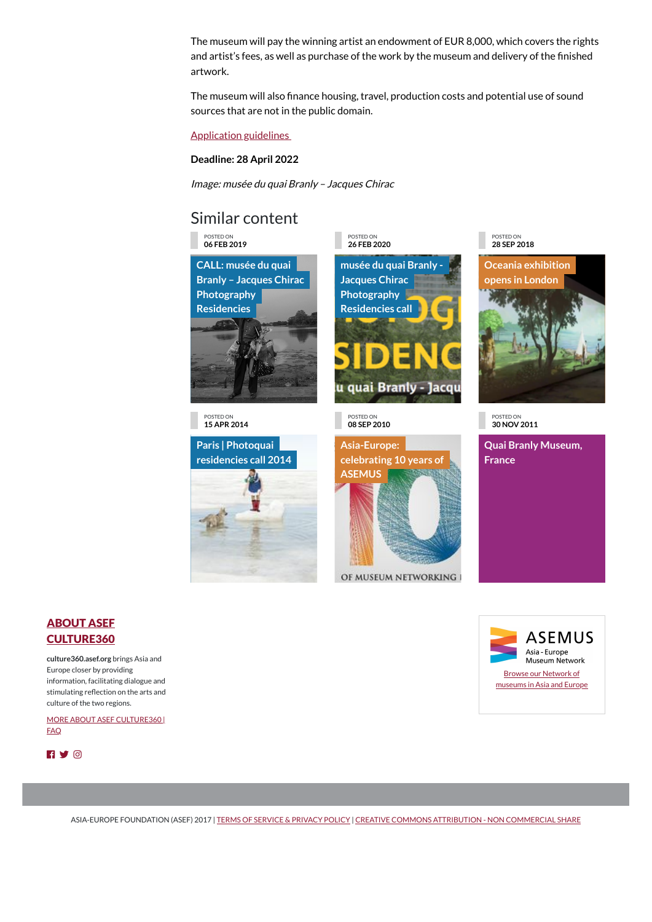The museum will pay the winning artist an endowment of EUR 8,000, which covers the rights and artist's fees, as well as purchase of the work by the museum and delivery of the finished artwork.

The museum will also finance housing, travel, production costs and potential use of sound sources that are not in the public domain.

Application guidelines

**Deadline: 28 April 2022**

*Image: musée du quai Branly – Jacques Chirac*

## Similar content

POSTED ON
06 FEB 2019

CALL: musée du quai Branly – Jacques Chirac Photography Residencies

POSTED ON
26 FEB 2020

musée du quai Branly - Jacques Chirac Photography Residencies call

POSTED ON
28 SEP 2018

Oceania exhibition opens in London

POSTED ON
15 APR 2014

Paris | Photoquai residencies call 2014

POSTED ON
08 SEP 2010

Asia-Europe: celebrating 10 years of ASEMUS

POSTED ON
30 NOV 2011

Quai Branly Museum, France

## ABOUT ASEF CULTURE360

**culture360.asef.org** brings Asia and Europe closer by providing information, facilitating dialogue and stimulating reflection on the arts and culture of the two regions.

MORE ABOUT ASEF CULTURE360 | FAQ

ASEMUS
Asia - Europe
Museum Network

Browse our Network of museums in Asia and Europe

ASIA-EUROPE FOUNDATION (ASEF) 2017 | TERMS OF SERVICE & PRIVACY POLICY | CREATIVE COMMONS ATTRIBUTION - NON COMMERCIAL SHARE